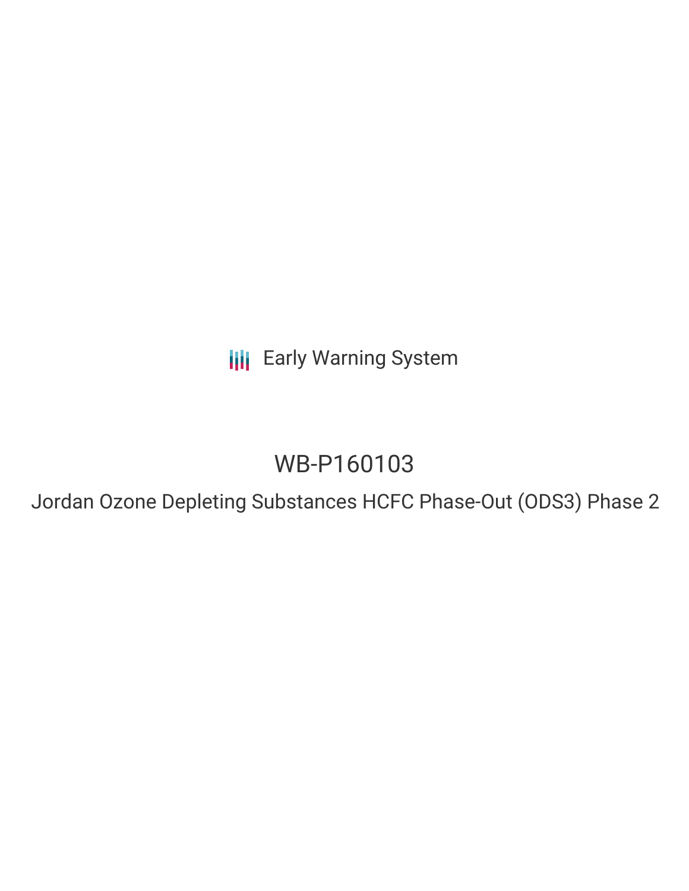Early Warning System

# WB-P160103

## Jordan Ozone Depleting Substances HCFC Phase-Out (ODS3) Phase 2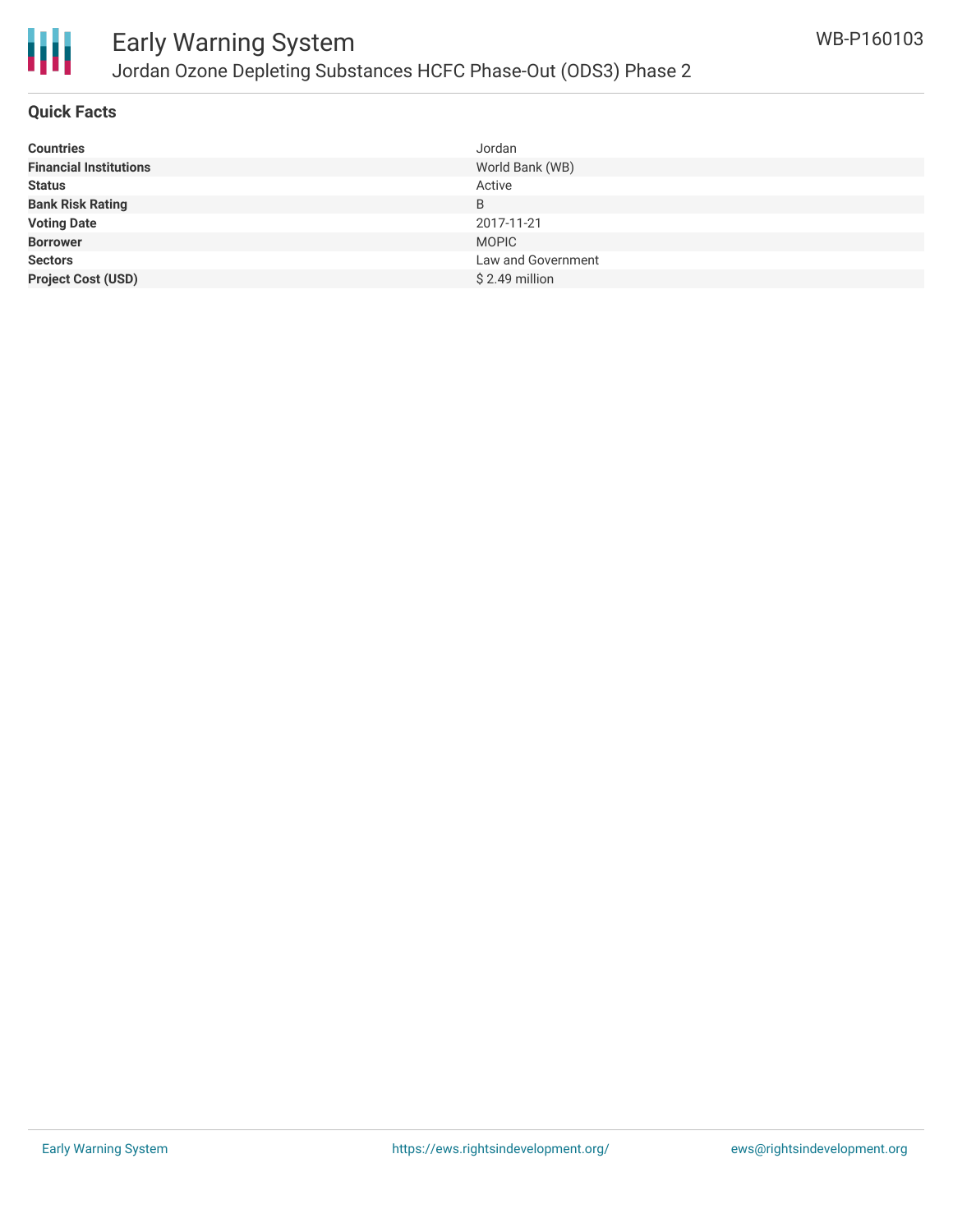# Early Warning System

## Jordan Ozone Depleting Substances HCFC Phase-Out (ODS3) Phase 2

WB-P160103

### Quick Facts

| | |
|---|---|
| **Countries** | Jordan |
| **Financial Institutions** | World Bank (WB) |
| **Status** | Active |
| **Bank Risk Rating** | B |
| **Voting Date** | 2017-11-21 |
| **Borrower** | MOPIC |
| **Sectors** | Law and Government |
| **Project Cost (USD)** | $ 2.49 million |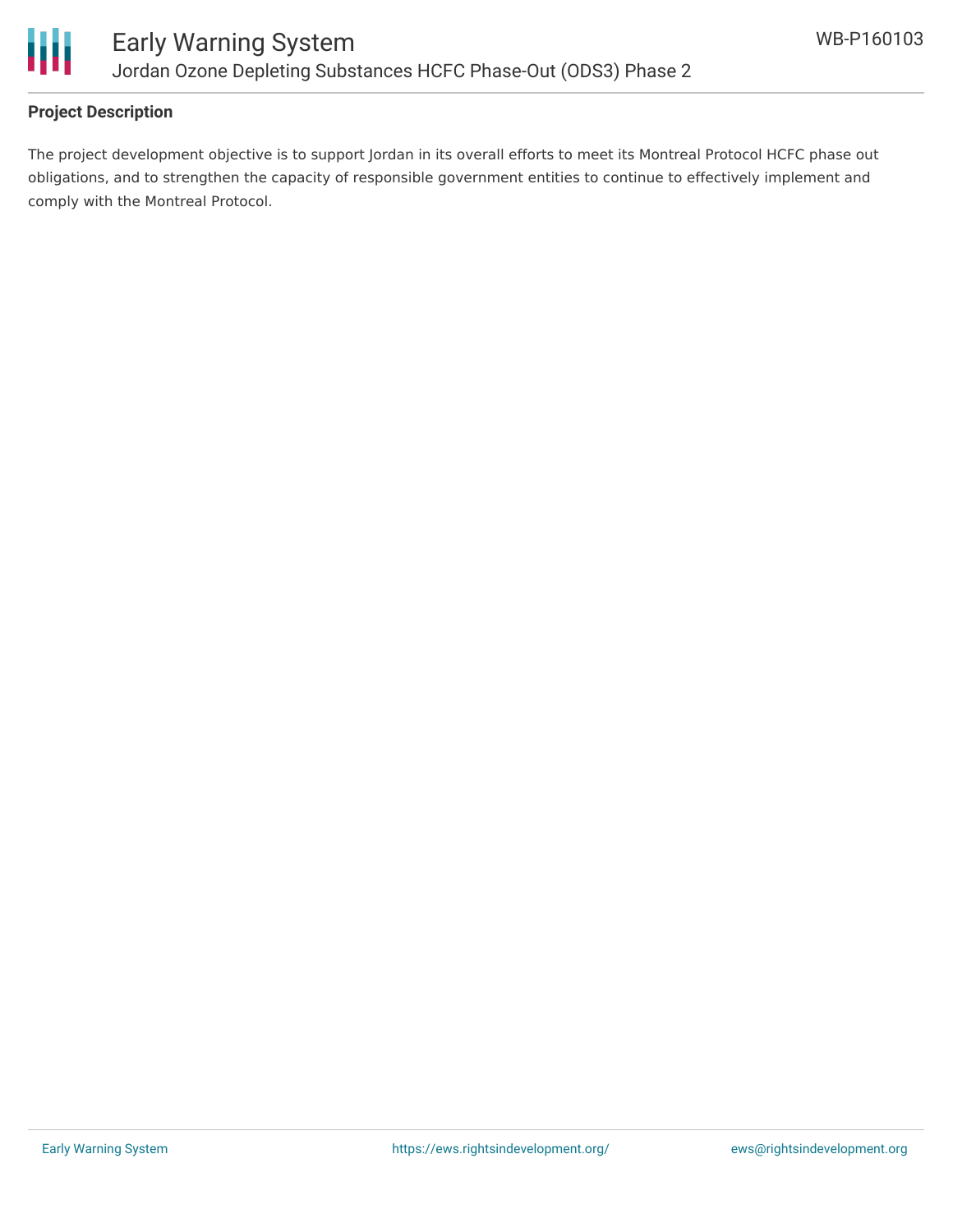**Project Description**

The project development objective is to support Jordan in its overall efforts to meet its Montreal Protocol HCFC phase out obligations, and to strengthen the capacity of responsible government entities to continue to effectively implement and comply with the Montreal Protocol.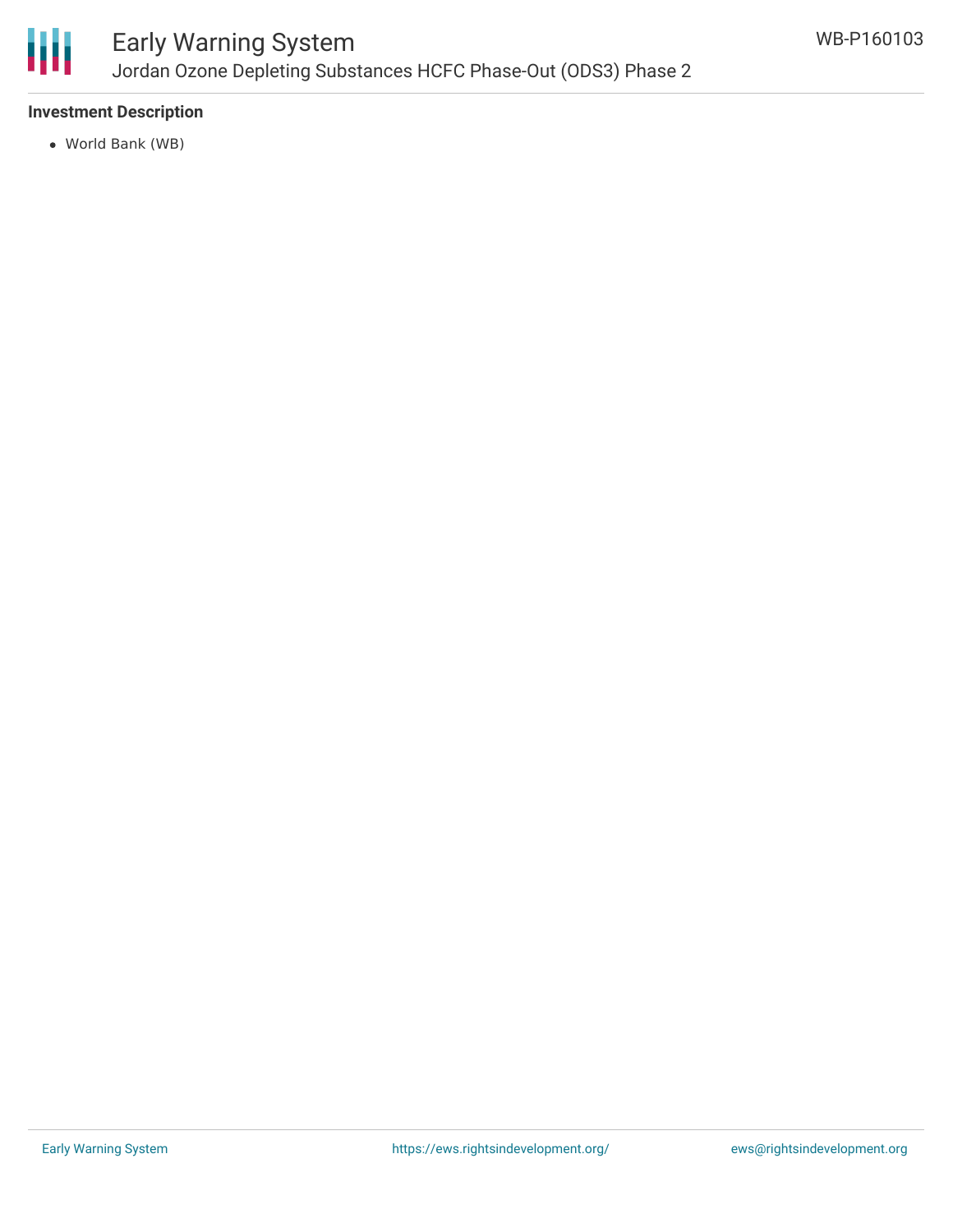### Investment Description

- World Bank (WB)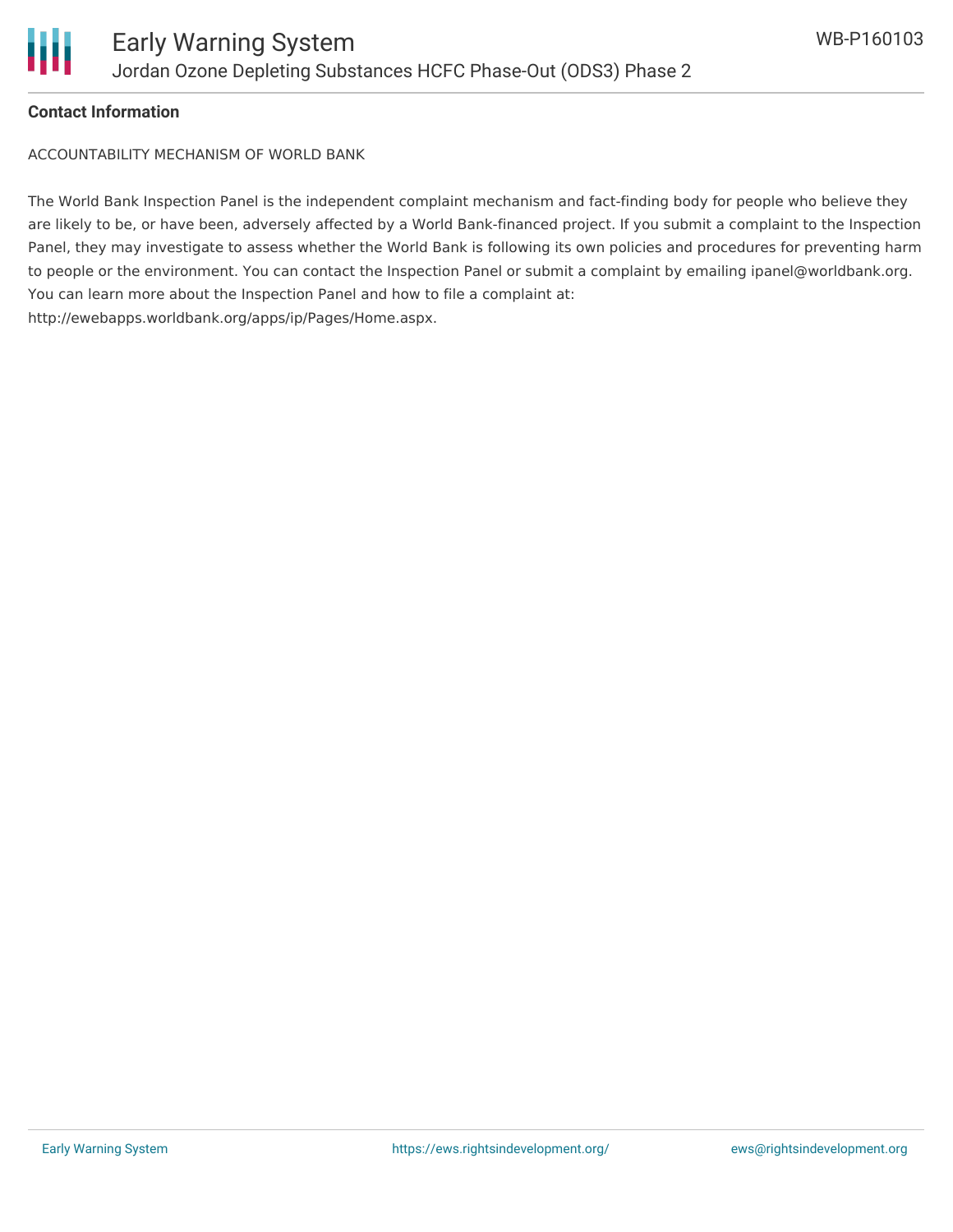**Contact Information**

ACCOUNTABILITY MECHANISM OF WORLD BANK

The World Bank Inspection Panel is the independent complaint mechanism and fact-finding body for people who believe they are likely to be, or have been, adversely affected by a World Bank-financed project. If you submit a complaint to the Inspection Panel, they may investigate to assess whether the World Bank is following its own policies and procedures for preventing harm to people or the environment. You can contact the Inspection Panel or submit a complaint by emailing ipanel@worldbank.org. You can learn more about the Inspection Panel and how to file a complaint at: http://ewebapps.worldbank.org/apps/ip/Pages/Home.aspx.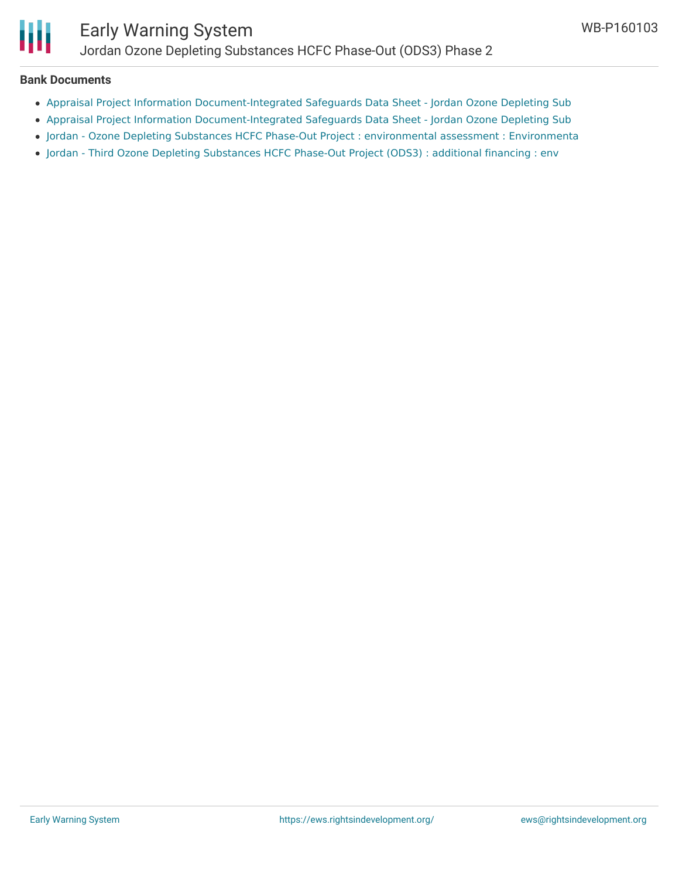**Bank Documents**

- Appraisal Project Information Document-Integrated Safeguards Data Sheet - Jordan Ozone Depleting Sub
- Appraisal Project Information Document-Integrated Safeguards Data Sheet - Jordan Ozone Depleting Sub
- Jordan - Ozone Depleting Substances HCFC Phase-Out Project : environmental assessment : Environmenta
- Jordan - Third Ozone Depleting Substances HCFC Phase-Out Project (ODS3) : additional financing : env